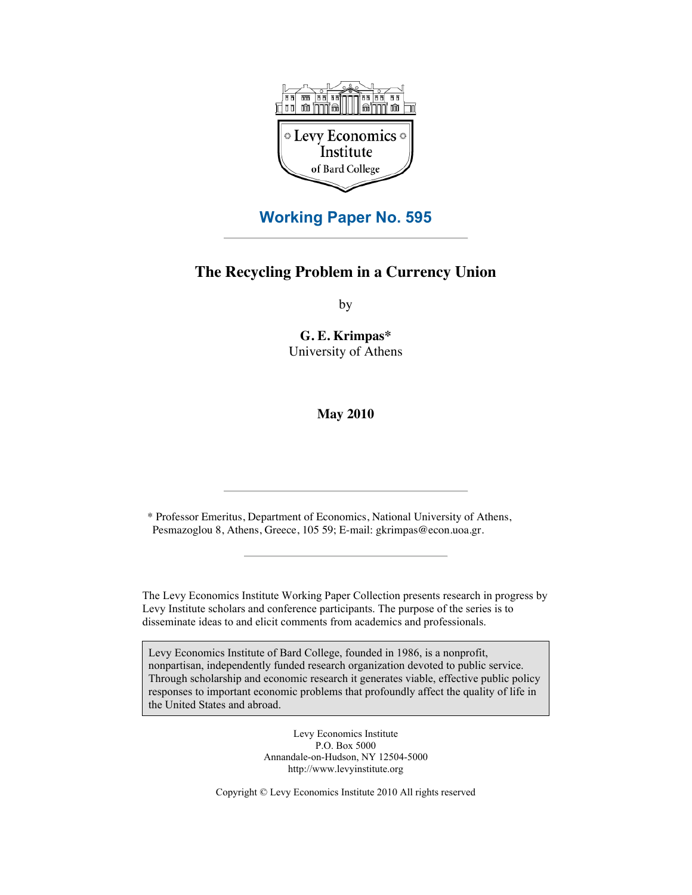Levy Economics Institute of Bard College

**Working Paper No. 595**

# The Recycling Problem in a Currency Union

by

**G. E. Krimpas***
University of Athens

**May 2010**

* Professor Emeritus, Department of Economics, National University of Athens, Pesmazoglou 8, Athens, Greece, 105 59; E-mail: gkrimpas@econ.uoa.gr.

The Levy Economics Institute Working Paper Collection presents research in progress by Levy Institute scholars and conference participants. The purpose of the series is to disseminate ideas to and elicit comments from academics and professionals.

Levy Economics Institute of Bard College, founded in 1986, is a nonprofit, nonpartisan, independently funded research organization devoted to public service. Through scholarship and economic research it generates viable, effective public policy responses to important economic problems that profoundly affect the quality of life in the United States and abroad.

Levy Economics Institute
P.O. Box 5000
Annandale-on-Hudson, NY 12504-5000
http://www.levyinstitute.org

Copyright © Levy Economics Institute 2010 All rights reserved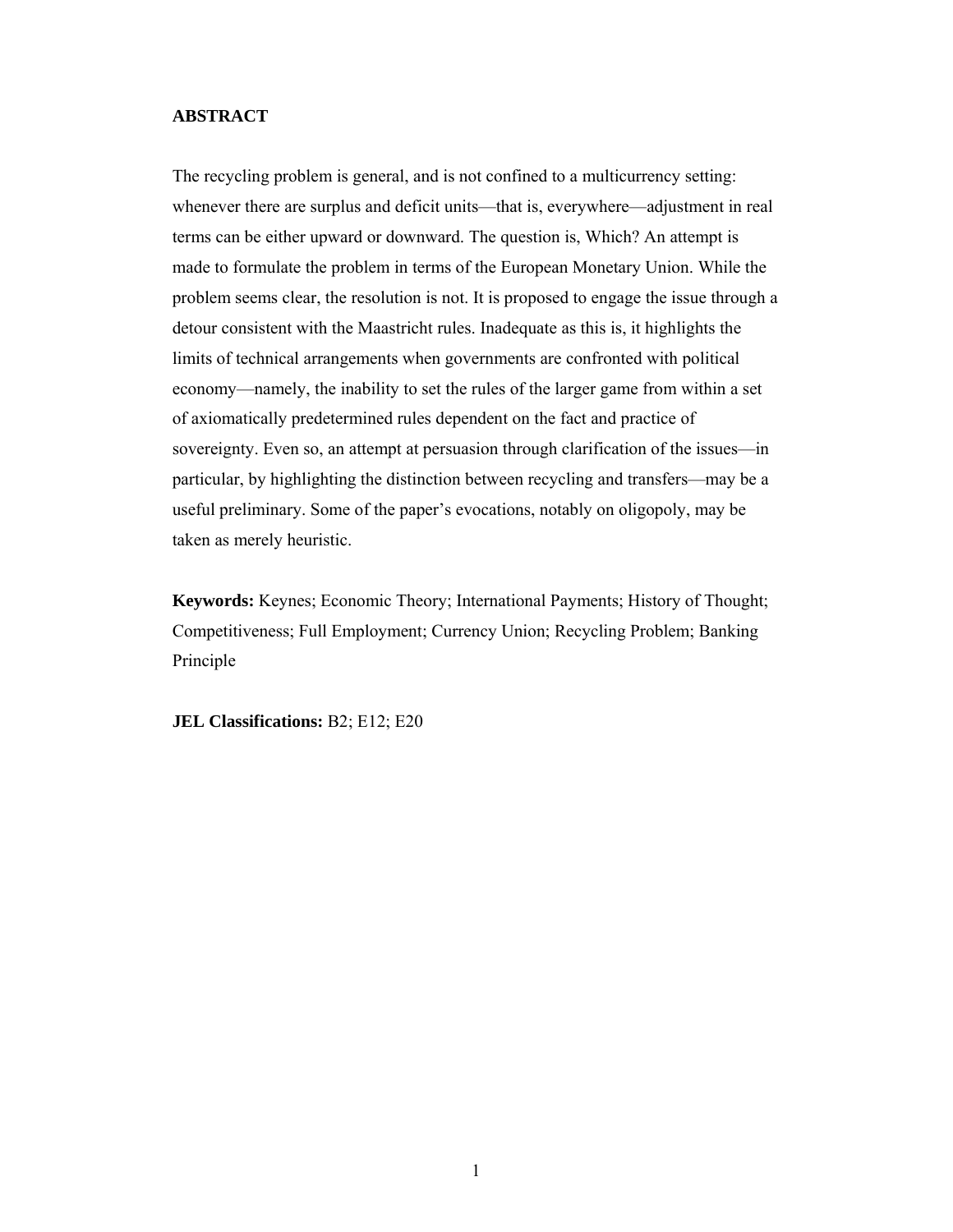## ABSTRACT

The recycling problem is general, and is not confined to a multicurrency setting: whenever there are surplus and deficit units—that is, everywhere—adjustment in real terms can be either upward or downward. The question is, Which? An attempt is made to formulate the problem in terms of the European Monetary Union. While the problem seems clear, the resolution is not. It is proposed to engage the issue through a detour consistent with the Maastricht rules. Inadequate as this is, it highlights the limits of technical arrangements when governments are confronted with political economy—namely, the inability to set the rules of the larger game from within a set of axiomatically predetermined rules dependent on the fact and practice of sovereignty. Even so, an attempt at persuasion through clarification of the issues—in particular, by highlighting the distinction between recycling and transfers—may be a useful preliminary. Some of the paper's evocations, notably on oligopoly, may be taken as merely heuristic.

**Keywords:** Keynes; Economic Theory; International Payments; History of Thought; Competitiveness; Full Employment; Currency Union; Recycling Problem; Banking Principle

**JEL Classifications:** B2; E12; E20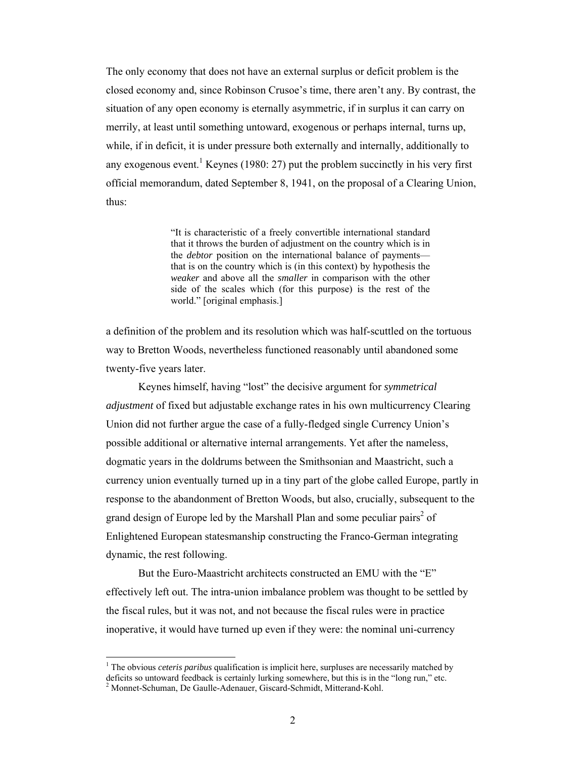The only economy that does not have an external surplus or deficit problem is the closed economy and, since Robinson Crusoe's time, there aren't any. By contrast, the situation of any open economy is eternally asymmetric, if in surplus it can carry on merrily, at least until something untoward, exogenous or perhaps internal, turns up, while, if in deficit, it is under pressure both externally and internally, additionally to any exogenous event.[1] Keynes (1980: 27) put the problem succinctly in his very first official memorandum, dated September 8, 1941, on the proposal of a Clearing Union, thus:

> "It is characteristic of a freely convertible international standard that it throws the burden of adjustment on the country which is in the *debtor* position on the international balance of payments—that is on the country which is (in this context) by hypothesis the *weaker* and above all the *smaller* in comparison with the other side of the scales which (for this purpose) is the rest of the world." [original emphasis.]

a definition of the problem and its resolution which was half-scuttled on the tortuous way to Bretton Woods, nevertheless functioned reasonably until abandoned some twenty-five years later.

Keynes himself, having "lost" the decisive argument for *symmetrical adjustment* of fixed but adjustable exchange rates in his own multicurrency Clearing Union did not further argue the case of a fully-fledged single Currency Union's possible additional or alternative internal arrangements. Yet after the nameless, dogmatic years in the doldrums between the Smithsonian and Maastricht, such a currency union eventually turned up in a tiny part of the globe called Europe, partly in response to the abandonment of Bretton Woods, but also, crucially, subsequent to the grand design of Europe led by the Marshall Plan and some peculiar pairs[2] of Enlightened European statesmanship constructing the Franco-German integrating dynamic, the rest following.

But the Euro-Maastricht architects constructed an EMU with the "E" effectively left out. The intra-union imbalance problem was thought to be settled by the fiscal rules, but it was not, and not because the fiscal rules were in practice inoperative, it would have turned up even if they were: the nominal uni-currency

[1] The obvious *ceteris paribus* qualification is implicit here, surpluses are necessarily matched by deficits so untoward feedback is certainly lurking somewhere, but this is in the "long run," etc.

[2] Monnet-Schuman, De Gaulle-Adenauer, Giscard-Schmidt, Mitterand-Kohl.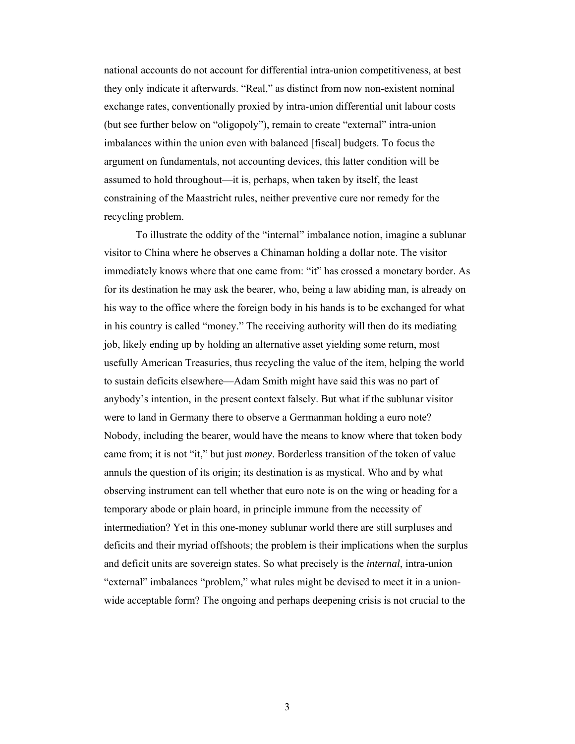national accounts do not account for differential intra-union competitiveness, at best they only indicate it afterwards. "Real," as distinct from now non-existent nominal exchange rates, conventionally proxied by intra-union differential unit labour costs (but see further below on "oligopoly"), remain to create "external" intra-union imbalances within the union even with balanced [fiscal] budgets. To focus the argument on fundamentals, not accounting devices, this latter condition will be assumed to hold throughout—it is, perhaps, when taken by itself, the least constraining of the Maastricht rules, neither preventive cure nor remedy for the recycling problem.

To illustrate the oddity of the "internal" imbalance notion, imagine a sublunar visitor to China where he observes a Chinaman holding a dollar note. The visitor immediately knows where that one came from: "it" has crossed a monetary border. As for its destination he may ask the bearer, who, being a law abiding man, is already on his way to the office where the foreign body in his hands is to be exchanged for what in his country is called "money." The receiving authority will then do its mediating job, likely ending up by holding an alternative asset yielding some return, most usefully American Treasuries, thus recycling the value of the item, helping the world to sustain deficits elsewhere—Adam Smith might have said this was no part of anybody's intention, in the present context falsely. But what if the sublunar visitor were to land in Germany there to observe a Germanman holding a euro note? Nobody, including the bearer, would have the means to know where that token body came from; it is not "it," but just *money*. Borderless transition of the token of value annuls the question of its origin; its destination is as mystical. Who and by what observing instrument can tell whether that euro note is on the wing or heading for a temporary abode or plain hoard, in principle immune from the necessity of intermediation? Yet in this one-money sublunar world there are still surpluses and deficits and their myriad offshoots; the problem is their implications when the surplus and deficit units are sovereign states. So what precisely is the *internal*, intra-union "external" imbalances "problem," what rules might be devised to meet it in a union-wide acceptable form? The ongoing and perhaps deepening crisis is not crucial to the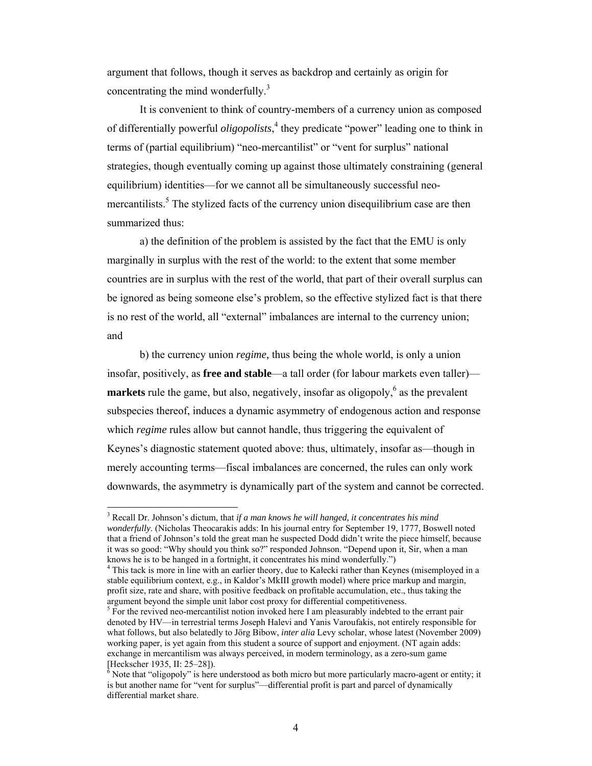argument that follows, though it serves as backdrop and certainly as origin for concentrating the mind wonderfully.[3]

It is convenient to think of country-members of a currency union as composed of differentially powerful *oligopolists*,[4] they predicate "power" leading one to think in terms of (partial equilibrium) "neo-mercantilist" or "vent for surplus" national strategies, though eventually coming up against those ultimately constraining (general equilibrium) identities—for we cannot all be simultaneously successful neo-mercantilists.[5] The stylized facts of the currency union disequilibrium case are then summarized thus:

a) the definition of the problem is assisted by the fact that the EMU is only marginally in surplus with the rest of the world: to the extent that some member countries are in surplus with the rest of the world, that part of their overall surplus can be ignored as being someone else's problem, so the effective stylized fact is that there is no rest of the world, all "external" imbalances are internal to the currency union; and

b) the currency union *regime,* thus being the whole world, is only a union insofar, positively, as **free and stable**—a tall order (for labour markets even taller)—**markets** rule the game, but also, negatively, insofar as oligopoly,[6] as the prevalent subspecies thereof, induces a dynamic asymmetry of endogenous action and response which *regime* rules allow but cannot handle, thus triggering the equivalent of Keynes's diagnostic statement quoted above: thus, ultimately, insofar as—though in merely accounting terms—fiscal imbalances are concerned, the rules can only work downwards, the asymmetry is dynamically part of the system and cannot be corrected.

---

[3] Recall Dr. Johnson's dictum, that *if a man knows he will hanged, it concentrates his mind wonderfully*. (Nicholas Theocarakis adds: In his journal entry for September 19, 1777, Boswell noted that a friend of Johnson's told the great man he suspected Dodd didn't write the piece himself, because it was so good: "Why should you think so?" responded Johnson. "Depend upon it, Sir, when a man knows he is to be hanged in a fortnight, it concentrates his mind wonderfully.")

[4] This tack is more in line with an earlier theory, due to Kałecki rather than Keynes (misemployed in a stable equilibrium context, e.g., in Kaldor's MkIII growth model) where price markup and margin, profit size, rate and share, with positive feedback on profitable accumulation, etc., thus taking the argument beyond the simple unit labor cost proxy for differential competitiveness.

[5] For the revived neo-mercantilist notion invoked here I am pleasurably indebted to the errant pair denoted by HV—in terrestrial terms Joseph Halevi and Yanis Varoufakis, not entirely responsible for what follows, but also belatedly to Jörg Bibow, *inter alia* Levy scholar, whose latest (November 2009) working paper, is yet again from this student a source of support and enjoyment. (NT again adds: exchange in mercantilism was always perceived, in modern terminology, as a zero-sum game [Heckscher 1935, II: 25–28]).

[6] Note that "oligopoly" is here understood as both micro but more particularly macro-agent or entity; it is but another name for "vent for surplus"—differential profit is part and parcel of dynamically differential market share.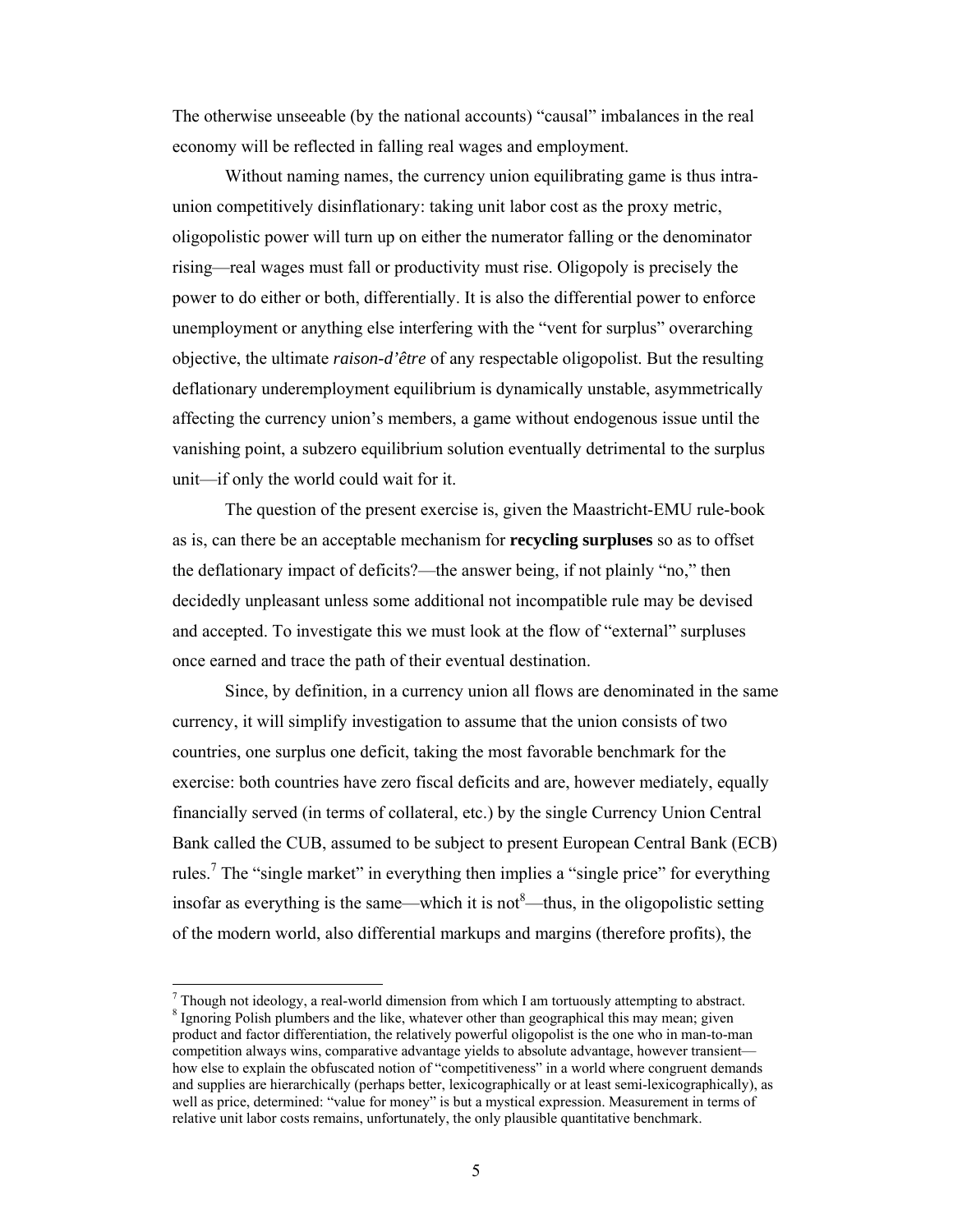The otherwise unseeable (by the national accounts) "causal" imbalances in the real economy will be reflected in falling real wages and employment.

Without naming names, the currency union equilibrating game is thus intra-union competitively disinflationary: taking unit labor cost as the proxy metric, oligopolistic power will turn up on either the numerator falling or the denominator rising—real wages must fall or productivity must rise. Oligopoly is precisely the power to do either or both, differentially. It is also the differential power to enforce unemployment or anything else interfering with the "vent for surplus" overarching objective, the ultimate *raison-d'être* of any respectable oligopolist. But the resulting deflationary underemployment equilibrium is dynamically unstable, asymmetrically affecting the currency union's members, a game without endogenous issue until the vanishing point, a subzero equilibrium solution eventually detrimental to the surplus unit—if only the world could wait for it.

The question of the present exercise is, given the Maastricht-EMU rule-book as is, can there be an acceptable mechanism for **recycling surpluses** so as to offset the deflationary impact of deficits?—the answer being, if not plainly "no," then decidedly unpleasant unless some additional not incompatible rule may be devised and accepted. To investigate this we must look at the flow of "external" surpluses once earned and trace the path of their eventual destination.

Since, by definition, in a currency union all flows are denominated in the same currency, it will simplify investigation to assume that the union consists of two countries, one surplus one deficit, taking the most favorable benchmark for the exercise: both countries have zero fiscal deficits and are, however mediately, equally financially served (in terms of collateral, etc.) by the single Currency Union Central Bank called the CUB, assumed to be subject to present European Central Bank (ECB) rules.[7] The "single market" in everything then implies a "single price" for everything insofar as everything is the same—which it is not[8]—thus, in the oligopolistic setting of the modern world, also differential markups and margins (therefore profits), the

---

[7] Though not ideology, a real-world dimension from which I am tortuously attempting to abstract.

[8] Ignoring Polish plumbers and the like, whatever other than geographical this may mean; given product and factor differentiation, the relatively powerful oligopolist is the one who in man-to-man competition always wins, comparative advantage yields to absolute advantage, however transient—how else to explain the obfuscated notion of "competitiveness" in a world where congruent demands and supplies are hierarchically (perhaps better, lexicographically or at least semi-lexicographically), as well as price, determined: "value for money" is but a mystical expression. Measurement in terms of relative unit labor costs remains, unfortunately, the only plausible quantitative benchmark.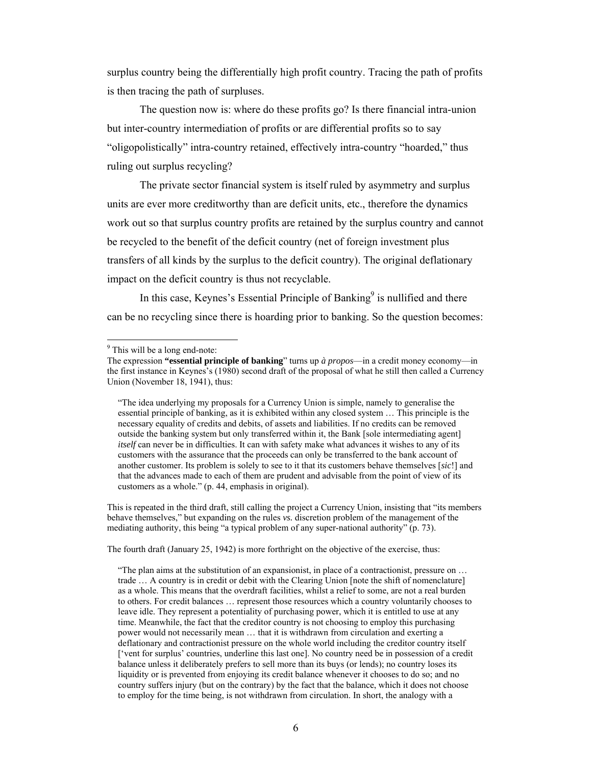surplus country being the differentially high profit country. Tracing the path of profits is then tracing the path of surpluses.

The question now is: where do these profits go? Is there financial intra-union but inter-country intermediation of profits or are differential profits so to say "oligopolistically" intra-country retained, effectively intra-country "hoarded," thus ruling out surplus recycling?

The private sector financial system is itself ruled by asymmetry and surplus units are ever more creditworthy than are deficit units, etc., therefore the dynamics work out so that surplus country profits are retained by the surplus country and cannot be recycled to the benefit of the deficit country (net of foreign investment plus transfers of all kinds by the surplus to the deficit country). The original deflationary impact on the deficit country is thus not recyclable.

In this case, Keynes's Essential Principle of Banking[9] is nullified and there can be no recycling since there is hoarding prior to banking. So the question becomes:

---

[9] This will be a long end-note:

The expression **"essential principle of banking**" turns up *à propos*—in a credit money economy—in the first instance in Keynes's (1980) second draft of the proposal of what he still then called a Currency Union (November 18, 1941), thus:

> "The idea underlying my proposals for a Currency Union is simple, namely to generalise the essential principle of banking, as it is exhibited within any closed system … This principle is the necessary equality of credits and debits, of assets and liabilities. If no credits can be removed outside the banking system but only transferred within it, the Bank [sole intermediating agent] *itself* can never be in difficulties. It can with safety make what advances it wishes to any of its customers with the assurance that the proceeds can only be transferred to the bank account of another customer. Its problem is solely to see to it that its customers behave themselves [*sic*!] and that the advances made to each of them are prudent and advisable from the point of view of its customers as a whole." (p. 44, emphasis in original).

This is repeated in the third draft, still calling the project a Currency Union, insisting that "its members behave themselves," but expanding on the rules *vs.* discretion problem of the management of the mediating authority, this being "a typical problem of any super-national authority" (p. 73).

The fourth draft (January 25, 1942) is more forthright on the objective of the exercise, thus:

> "The plan aims at the substitution of an expansionist, in place of a contractionist, pressure on … trade … A country is in credit or debit with the Clearing Union [note the shift of nomenclature] as a whole. This means that the overdraft facilities, whilst a relief to some, are not a real burden to others. For credit balances … represent those resources which a country voluntarily chooses to leave idle. They represent a potentiality of purchasing power, which it is entitled to use at any time. Meanwhile, the fact that the creditor country is not choosing to employ this purchasing power would not necessarily mean … that it is withdrawn from circulation and exerting a deflationary and contractionist pressure on the whole world including the creditor country itself ['vent for surplus' countries, underline this last one]. No country need be in possession of a credit balance unless it deliberately prefers to sell more than its buys (or lends); no country loses its liquidity or is prevented from enjoying its credit balance whenever it chooses to do so; and no country suffers injury (but on the contrary) by the fact that the balance, which it does not choose to employ for the time being, is not withdrawn from circulation. In short, the analogy with a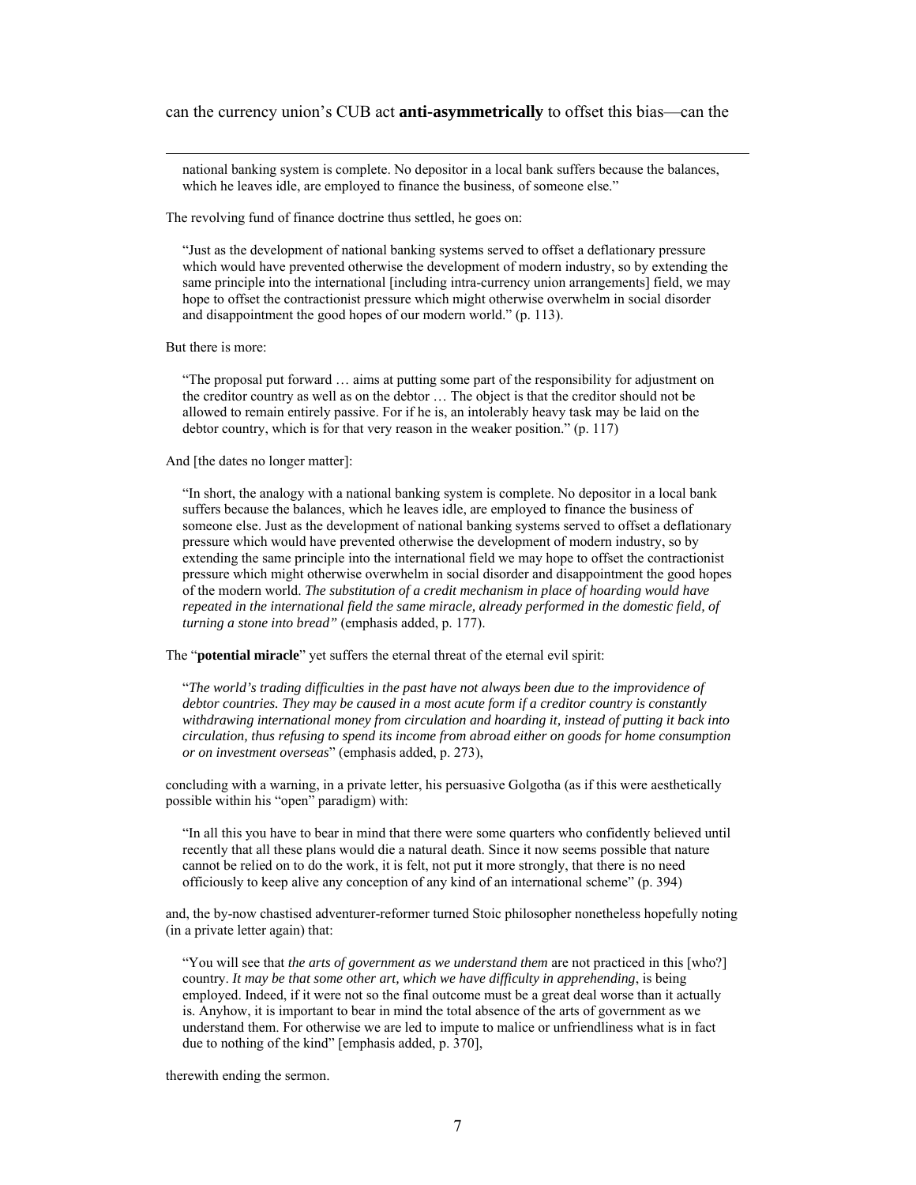can the currency union's CUB act **anti-asymmetrically** to offset this bias—can the

national banking system is complete. No depositor in a local bank suffers because the balances, which he leaves idle, are employed to finance the business, of someone else."

The revolving fund of finance doctrine thus settled, he goes on:

> "Just as the development of national banking systems served to offset a deflationary pressure which would have prevented otherwise the development of modern industry, so by extending the same principle into the international [including intra-currency union arrangements] field, we may hope to offset the contractionist pressure which might otherwise overwhelm in social disorder and disappointment the good hopes of our modern world." (p. 113).

But there is more:

> "The proposal put forward … aims at putting some part of the responsibility for adjustment on the creditor country as well as on the debtor … The object is that the creditor should not be allowed to remain entirely passive. For if he is, an intolerably heavy task may be laid on the debtor country, which is for that very reason in the weaker position." (p. 117)

And [the dates no longer matter]:

> "In short, the analogy with a national banking system is complete. No depositor in a local bank suffers because the balances, which he leaves idle, are employed to finance the business of someone else. Just as the development of national banking systems served to offset a deflationary pressure which would have prevented otherwise the development of modern industry, so by extending the same principle into the international field we may hope to offset the contractionist pressure which might otherwise overwhelm in social disorder and disappointment the good hopes of the modern world. *The substitution of a credit mechanism in place of hoarding would have repeated in the international field the same miracle, already performed in the domestic field, of turning a stone into bread"* (emphasis added, p. 177).

The "**potential miracle**" yet suffers the eternal threat of the eternal evil spirit:

> "*The world's trading difficulties in the past have not always been due to the improvidence of debtor countries. They may be caused in a most acute form if a creditor country is constantly withdrawing international money from circulation and hoarding it, instead of putting it back into circulation, thus refusing to spend its income from abroad either on goods for home consumption or on investment overseas*" (emphasis added, p. 273),

concluding with a warning, in a private letter, his persuasive Golgotha (as if this were aesthetically possible within his "open" paradigm) with:

> "In all this you have to bear in mind that there were some quarters who confidently believed until recently that all these plans would die a natural death. Since it now seems possible that nature cannot be relied on to do the work, it is felt, not put it more strongly, that there is no need officiously to keep alive any conception of any kind of an international scheme" (p. 394)

and, the by-now chastised adventurer-reformer turned Stoic philosopher nonetheless hopefully noting (in a private letter again) that:

> "You will see that *the arts of government as we understand them* are not practiced in this [who?] country. *It may be that some other art, which we have difficulty in apprehending*, is being employed. Indeed, if it were not so the final outcome must be a great deal worse than it actually is. Anyhow, it is important to bear in mind the total absence of the arts of government as we understand them. For otherwise we are led to impute to malice or unfriendliness what is in fact due to nothing of the kind" [emphasis added, p. 370],

therewith ending the sermon.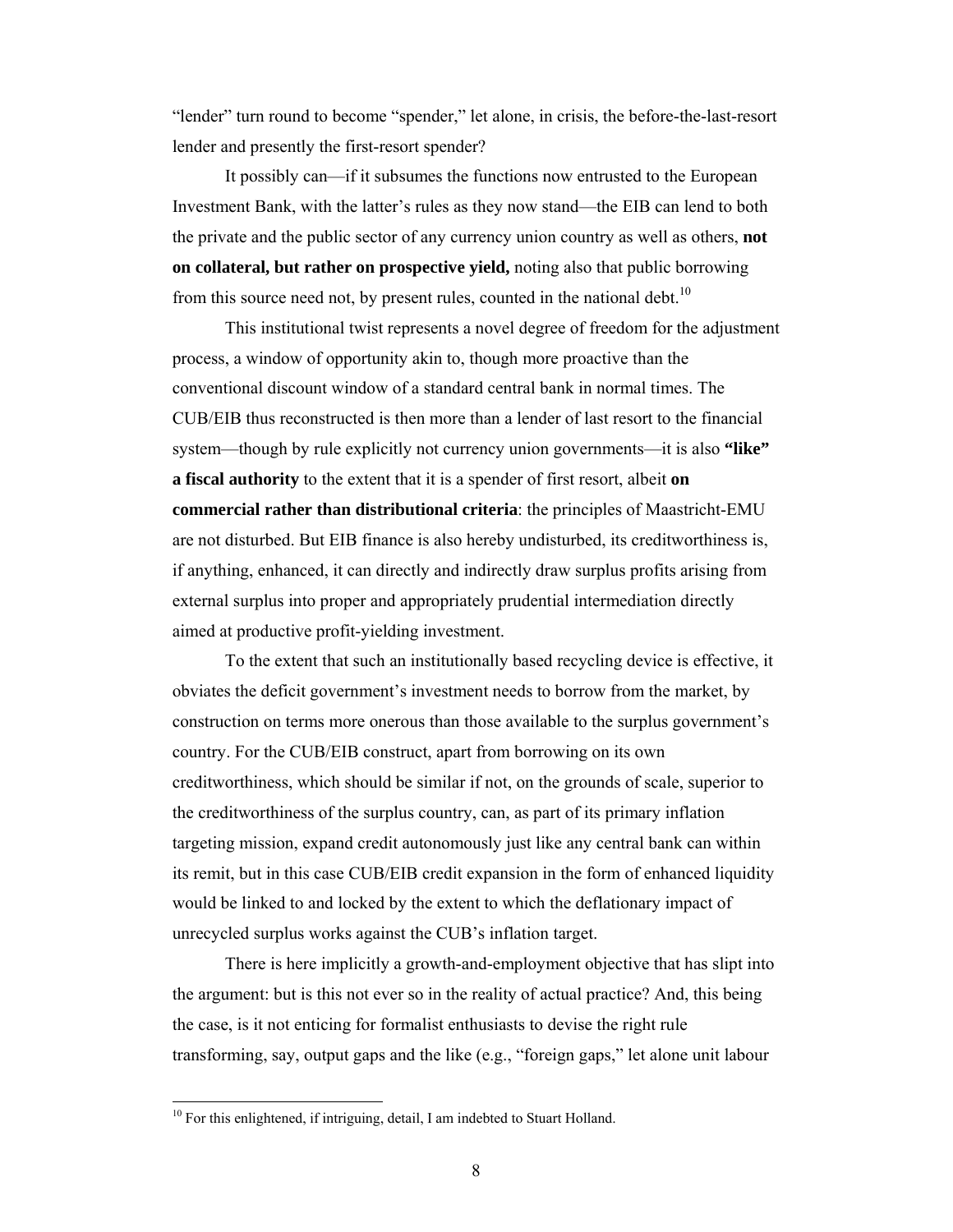"lender" turn round to become "spender," let alone, in crisis, the before-the-last-resort lender and presently the first-resort spender?

It possibly can—if it subsumes the functions now entrusted to the European Investment Bank, with the latter's rules as they now stand—the EIB can lend to both the private and the public sector of any currency union country as well as others, **not on collateral, but rather on prospective yield,** noting also that public borrowing from this source need not, by present rules, counted in the national debt.[10]

This institutional twist represents a novel degree of freedom for the adjustment process, a window of opportunity akin to, though more proactive than the conventional discount window of a standard central bank in normal times. The CUB/EIB thus reconstructed is then more than a lender of last resort to the financial system—though by rule explicitly not currency union governments—it is also **"like" a fiscal authority** to the extent that it is a spender of first resort, albeit **on commercial rather than distributional criteria**: the principles of Maastricht-EMU are not disturbed. But EIB finance is also hereby undisturbed, its creditworthiness is, if anything, enhanced, it can directly and indirectly draw surplus profits arising from external surplus into proper and appropriately prudential intermediation directly aimed at productive profit-yielding investment.

To the extent that such an institutionally based recycling device is effective, it obviates the deficit government's investment needs to borrow from the market, by construction on terms more onerous than those available to the surplus government's country. For the CUB/EIB construct, apart from borrowing on its own creditworthiness, which should be similar if not, on the grounds of scale, superior to the creditworthiness of the surplus country, can, as part of its primary inflation targeting mission, expand credit autonomously just like any central bank can within its remit, but in this case CUB/EIB credit expansion in the form of enhanced liquidity would be linked to and locked by the extent to which the deflationary impact of unrecycled surplus works against the CUB's inflation target.

There is here implicitly a growth-and-employment objective that has slipt into the argument: but is this not ever so in the reality of actual practice? And, this being the case, is it not enticing for formalist enthusiasts to devise the right rule transforming, say, output gaps and the like (e.g., "foreign gaps," let alone unit labour

[10] For this enlightened, if intriguing, detail, I am indebted to Stuart Holland.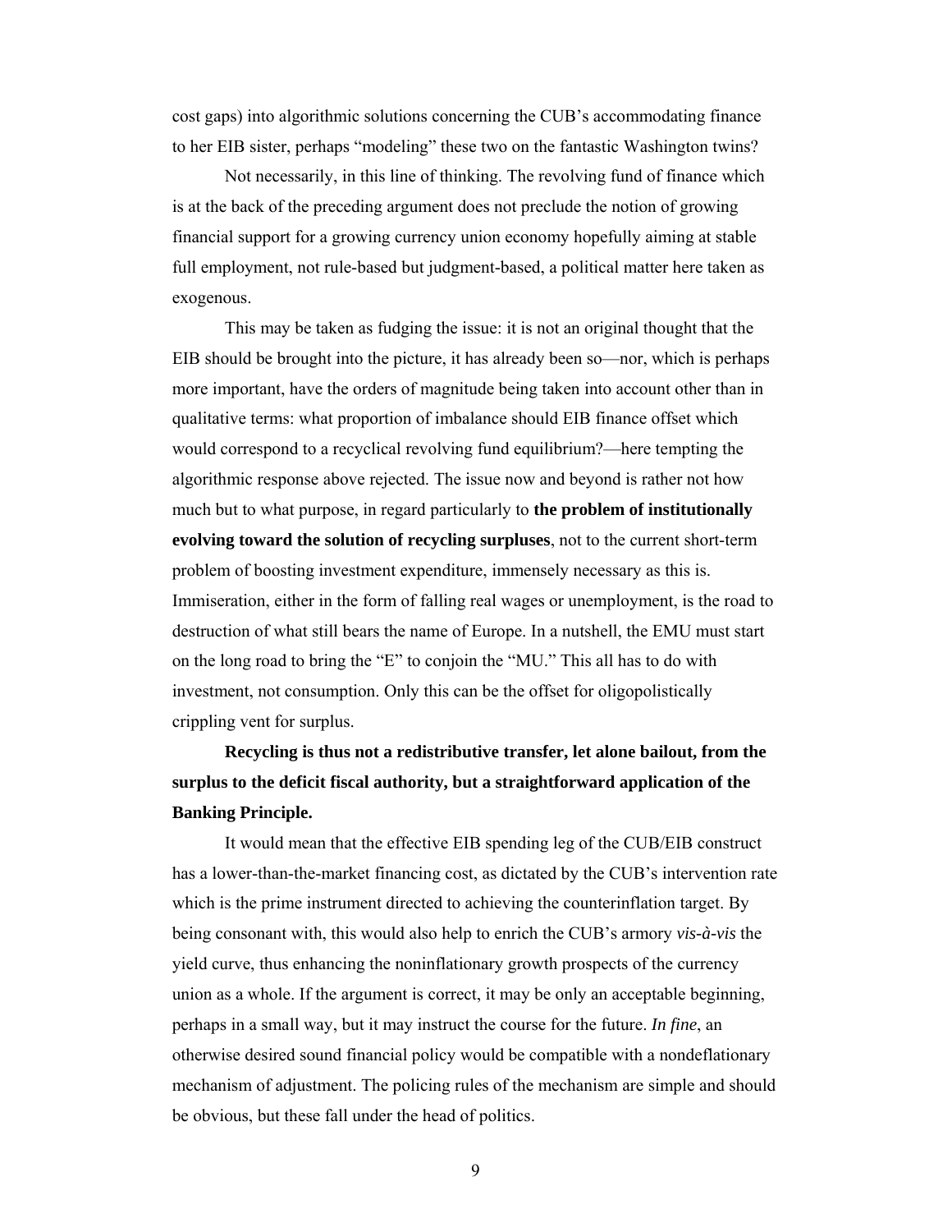cost gaps) into algorithmic solutions concerning the CUB's accommodating finance to her EIB sister, perhaps "modeling" these two on the fantastic Washington twins?

Not necessarily, in this line of thinking. The revolving fund of finance which is at the back of the preceding argument does not preclude the notion of growing financial support for a growing currency union economy hopefully aiming at stable full employment, not rule-based but judgment-based, a political matter here taken as exogenous.

This may be taken as fudging the issue: it is not an original thought that the EIB should be brought into the picture, it has already been so—nor, which is perhaps more important, have the orders of magnitude being taken into account other than in qualitative terms: what proportion of imbalance should EIB finance offset which would correspond to a recyclical revolving fund equilibrium?—here tempting the algorithmic response above rejected. The issue now and beyond is rather not how much but to what purpose, in regard particularly to **the problem of institutionally evolving toward the solution of recycling surpluses**, not to the current short-term problem of boosting investment expenditure, immensely necessary as this is. Immiseration, either in the form of falling real wages or unemployment, is the road to destruction of what still bears the name of Europe. In a nutshell, the EMU must start on the long road to bring the "E" to conjoin the "MU." This all has to do with investment, not consumption. Only this can be the offset for oligopolistically crippling vent for surplus.

**Recycling is thus not a redistributive transfer, let alone bailout, from the surplus to the deficit fiscal authority, but a straightforward application of the Banking Principle.**

It would mean that the effective EIB spending leg of the CUB/EIB construct has a lower-than-the-market financing cost, as dictated by the CUB's intervention rate which is the prime instrument directed to achieving the counterinflation target. By being consonant with, this would also help to enrich the CUB's armory *vis-à-vis* the yield curve, thus enhancing the noninflationary growth prospects of the currency union as a whole. If the argument is correct, it may be only an acceptable beginning, perhaps in a small way, but it may instruct the course for the future. *In fine*, an otherwise desired sound financial policy would be compatible with a nondeflationary mechanism of adjustment. The policing rules of the mechanism are simple and should be obvious, but these fall under the head of politics.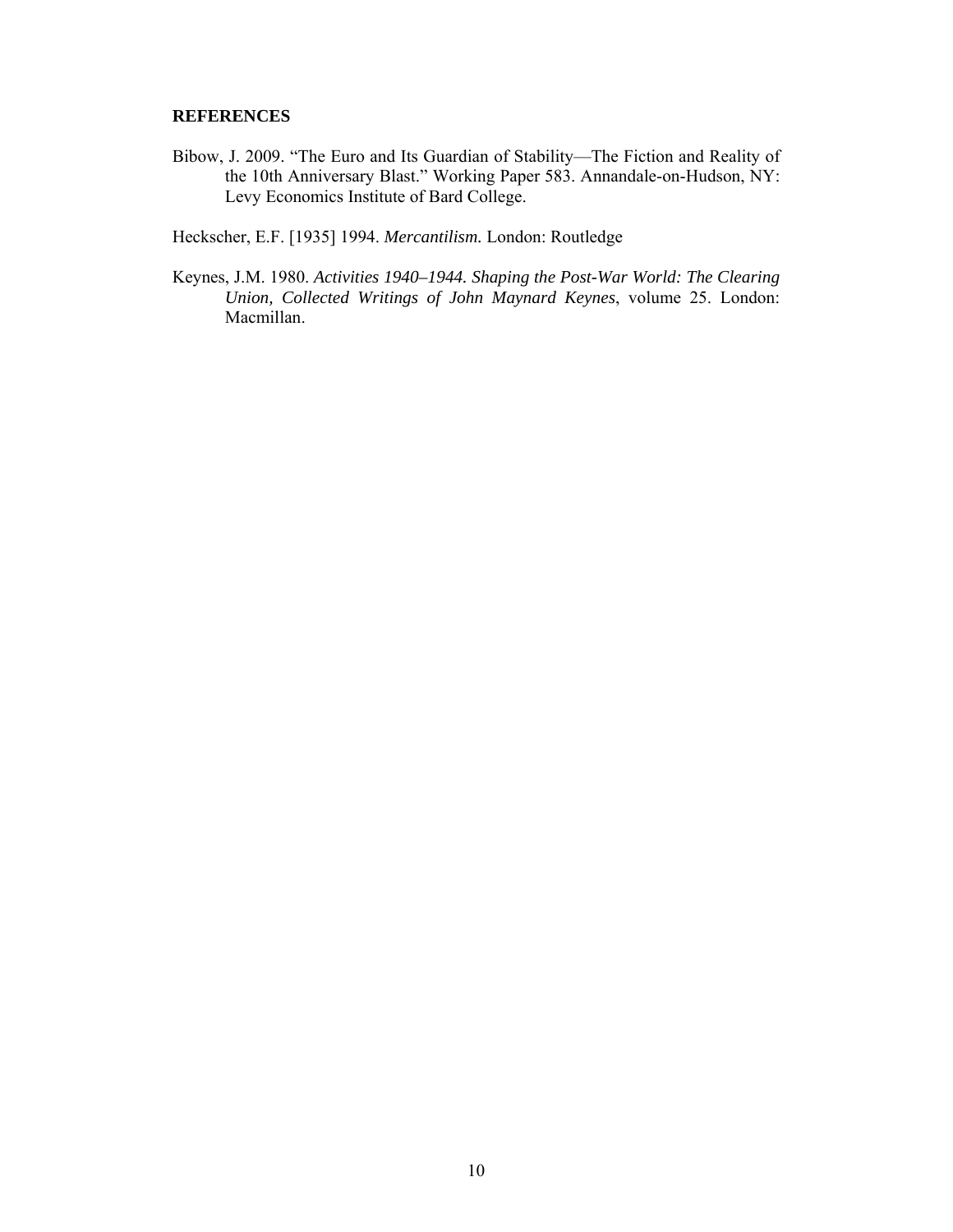## REFERENCES

Bibow, J. 2009. "The Euro and Its Guardian of Stability—The Fiction and Reality of the 10th Anniversary Blast." Working Paper 583. Annandale-on-Hudson, NY: Levy Economics Institute of Bard College.

Heckscher, E.F. [1935] 1994. *Mercantilism.* London: Routledge

Keynes, J.M. 1980. *Activities 1940–1944. Shaping the Post-War World: The Clearing Union, Collected Writings of John Maynard Keynes*, volume 25. London: Macmillan.